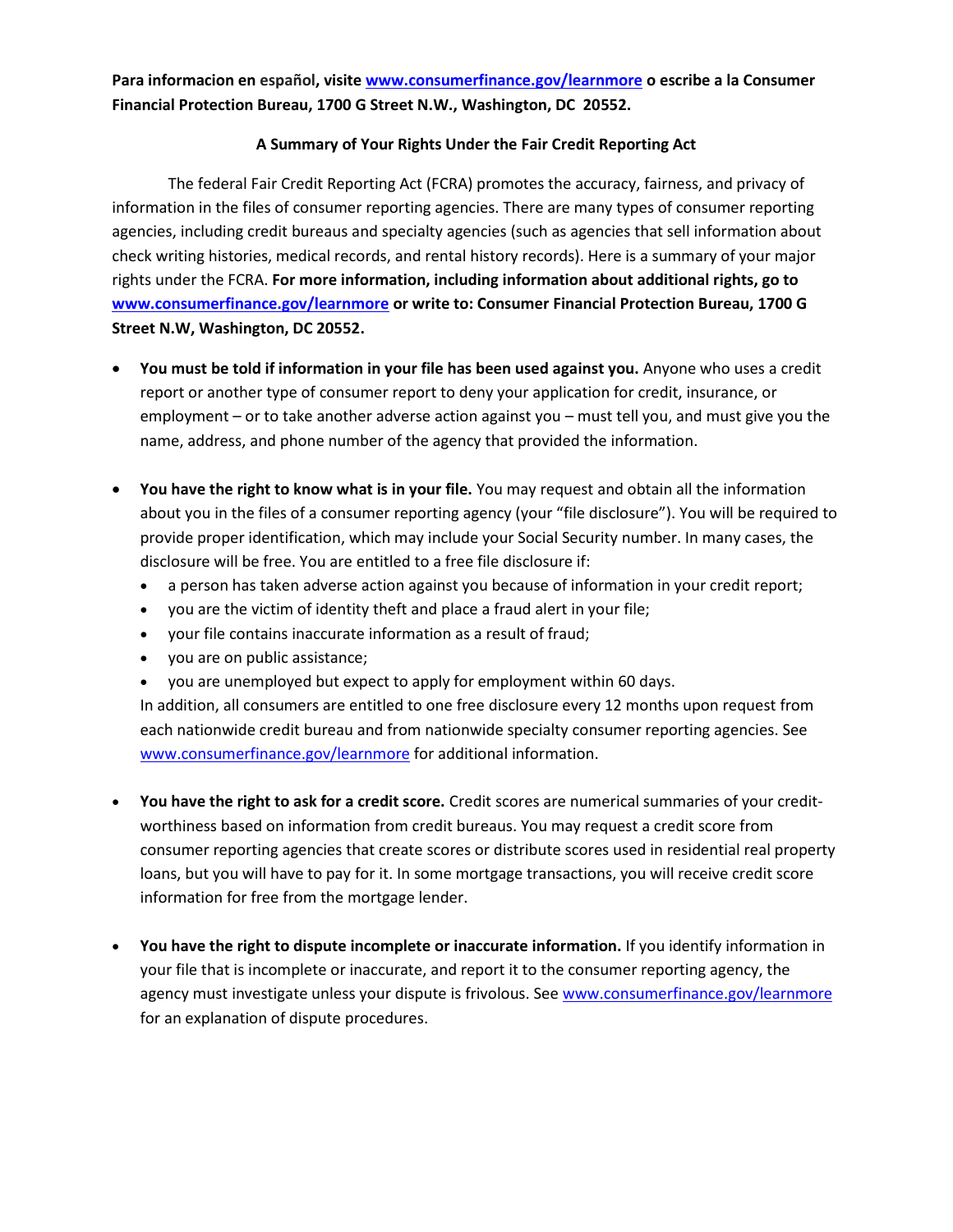**Para informacion en español, visite www.consumerfinance.gov/learnmore o escribe a la Consumer Financial Protection Bureau, 1700 G Street N.W., Washington, DC 20552.**

## A Summary of Your Rights Under the Fair Credit Reporting Act

The federal Fair Credit Reporting Act (FCRA) promotes the accuracy, fairness, and privacy of information in the files of consumer reporting agencies. There are many types of consumer reporting agencies, including credit bureaus and specialty agencies (such as agencies that sell information about check writing histories, medical records, and rental history records). Here is a summary of your major rights under the FCRA. **For more information, including information about additional rights, go to www.consumerfinance.gov/learnmore or write to: Consumer Financial Protection Bureau, 1700 G Street N.W, Washington, DC 20552.**

- **You must be told if information in your file has been used against you.** Anyone who uses a credit report or another type of consumer report to deny your application for credit, insurance, or employment – or to take another adverse action against you – must tell you, and must give you the name, address, and phone number of the agency that provided the information.

- **You have the right to know what is in your file.** You may request and obtain all the information about you in the files of a consumer reporting agency (your "file disclosure"). You will be required to provide proper identification, which may include your Social Security number. In many cases, the disclosure will be free. You are entitled to a free file disclosure if:
  - a person has taken adverse action against you because of information in your credit report;
  - you are the victim of identity theft and place a fraud alert in your file;
  - your file contains inaccurate information as a result of fraud;
  - you are on public assistance;
  - you are unemployed but expect to apply for employment within 60 days.

  In addition, all consumers are entitled to one free disclosure every 12 months upon request from each nationwide credit bureau and from nationwide specialty consumer reporting agencies. See www.consumerfinance.gov/learnmore for additional information.

- **You have the right to ask for a credit score.** Credit scores are numerical summaries of your credit-worthiness based on information from credit bureaus. You may request a credit score from consumer reporting agencies that create scores or distribute scores used in residential real property loans, but you will have to pay for it. In some mortgage transactions, you will receive credit score information for free from the mortgage lender.

- **You have the right to dispute incomplete or inaccurate information.** If you identify information in your file that is incomplete or inaccurate, and report it to the consumer reporting agency, the agency must investigate unless your dispute is frivolous. See www.consumerfinance.gov/learnmore for an explanation of dispute procedures.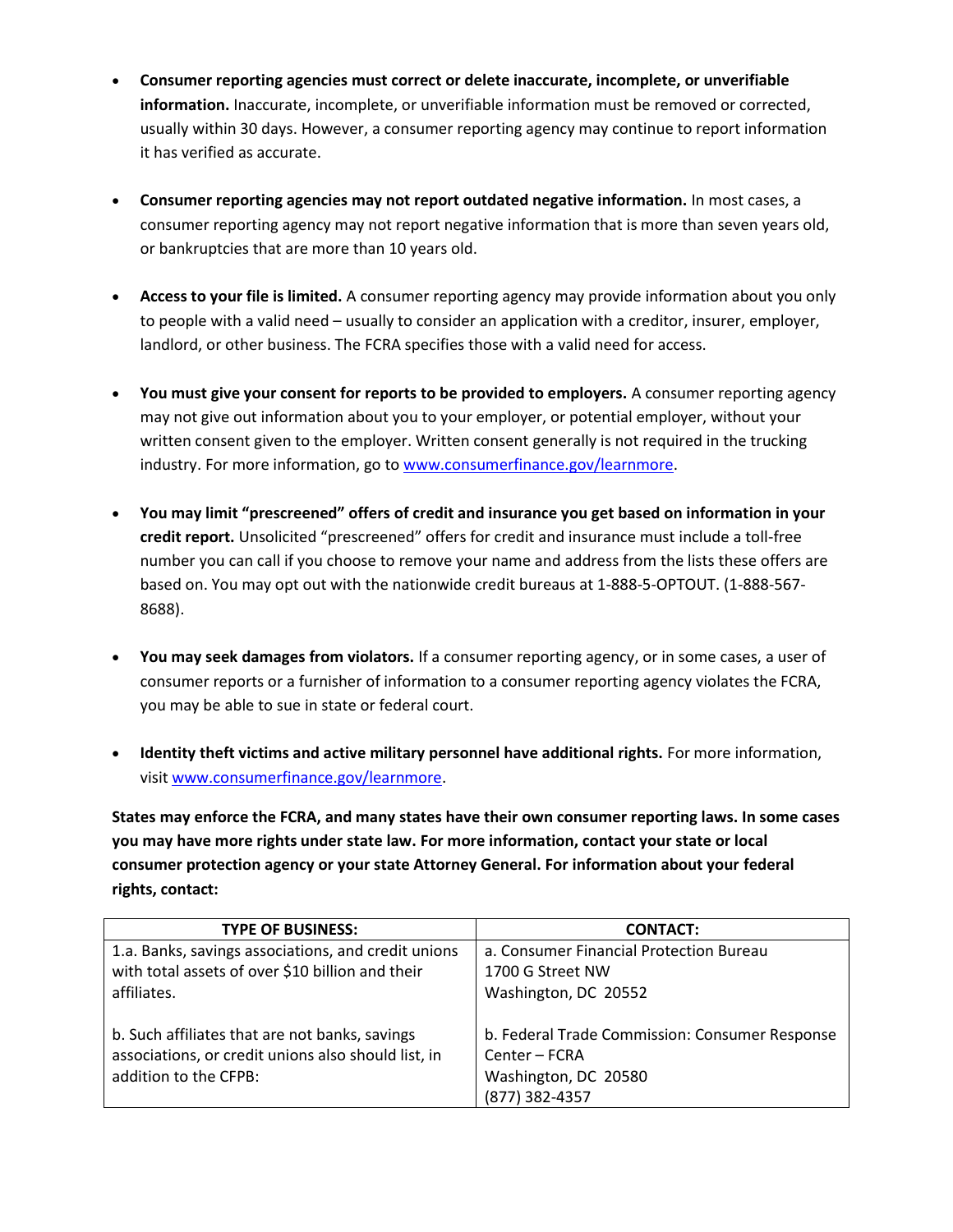- **Consumer reporting agencies must correct or delete inaccurate, incomplete, or unverifiable information.** Inaccurate, incomplete, or unverifiable information must be removed or corrected, usually within 30 days. However, a consumer reporting agency may continue to report information it has verified as accurate.

- **Consumer reporting agencies may not report outdated negative information.** In most cases, a consumer reporting agency may not report negative information that is more than seven years old, or bankruptcies that are more than 10 years old.

- **Access to your file is limited.** A consumer reporting agency may provide information about you only to people with a valid need – usually to consider an application with a creditor, insurer, employer, landlord, or other business. The FCRA specifies those with a valid need for access.

- **You must give your consent for reports to be provided to employers.** A consumer reporting agency may not give out information about you to your employer, or potential employer, without your written consent given to the employer. Written consent generally is not required in the trucking industry. For more information, go to www.consumerfinance.gov/learnmore.

- **You may limit "prescreened" offers of credit and insurance you get based on information in your credit report.** Unsolicited "prescreened" offers for credit and insurance must include a toll-free number you can call if you choose to remove your name and address from the lists these offers are based on. You may opt out with the nationwide credit bureaus at 1-888-5-OPTOUT. (1-888-567-8688).

- **You may seek damages from violators.** If a consumer reporting agency, or in some cases, a user of consumer reports or a furnisher of information to a consumer reporting agency violates the FCRA, you may be able to sue in state or federal court.

- **Identity theft victims and active military personnel have additional rights.** For more information, visit www.consumerfinance.gov/learnmore.

**States may enforce the FCRA, and many states have their own consumer reporting laws. In some cases you may have more rights under state law. For more information, contact your state or local consumer protection agency or your state Attorney General. For information about your federal rights, contact:**

| TYPE OF BUSINESS: | CONTACT: |
|---|---|
| 1.a. Banks, savings associations, and credit unions with total assets of over $10 billion and their affiliates.<br><br>b. Such affiliates that are not banks, savings associations, or credit unions also should list, in addition to the CFPB: | a. Consumer Financial Protection Bureau<br>1700 G Street NW<br>Washington, DC 20552<br><br>b. Federal Trade Commission: Consumer Response Center – FCRA<br>Washington, DC 20580<br>(877) 382-4357 |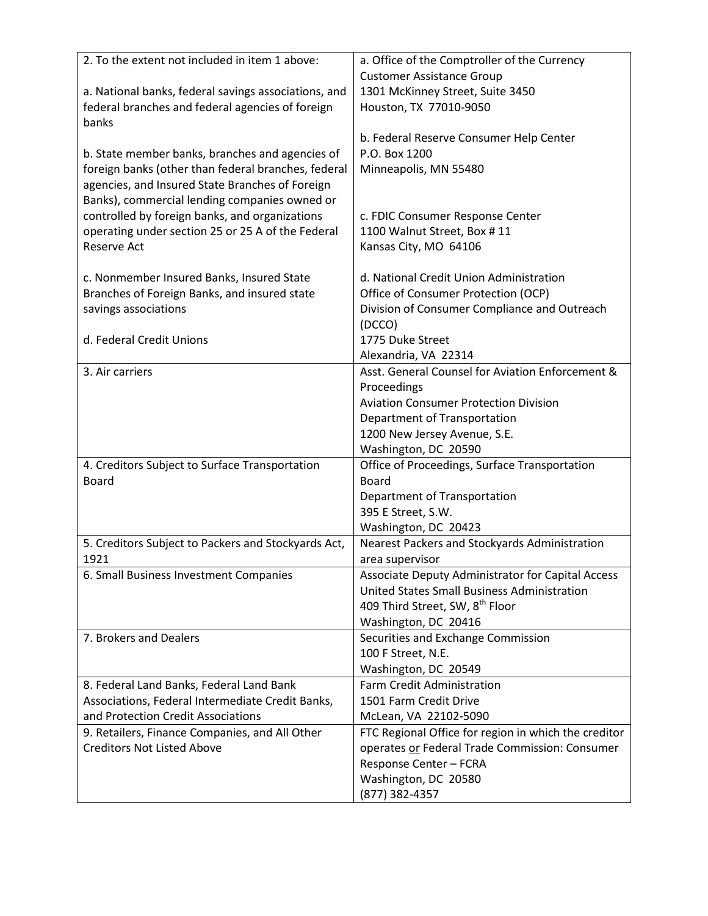| | |
|---|---|
| 2. To the extent not included in item 1 above:<br><br>a. National banks, federal savings associations, and federal branches and federal agencies of foreign banks<br><br>b. State member banks, branches and agencies of foreign banks (other than federal branches, federal agencies, and Insured State Branches of Foreign Banks), commercial lending companies owned or controlled by foreign banks, and organizations operating under section 25 or 25 A of the Federal Reserve Act<br><br>c. Nonmember Insured Banks, Insured State Branches of Foreign Banks, and insured state savings associations<br><br>d. Federal Credit Unions | a. Office of the Comptroller of the Currency<br>Customer Assistance Group<br>1301 McKinney Street, Suite 3450<br>Houston, TX 77010-9050<br><br>b. Federal Reserve Consumer Help Center<br>P.O. Box 1200<br>Minneapolis, MN 55480<br><br>c. FDIC Consumer Response Center<br>1100 Walnut Street, Box # 11<br>Kansas City, MO 64106<br><br>d. National Credit Union Administration<br>Office of Consumer Protection (OCP)<br>Division of Consumer Compliance and Outreach (DCCO)<br>1775 Duke Street<br>Alexandria, VA 22314 |
| 3. Air carriers | Asst. General Counsel for Aviation Enforcement & Proceedings<br>Aviation Consumer Protection Division<br>Department of Transportation<br>1200 New Jersey Avenue, S.E.<br>Washington, DC 20590 |
| 4. Creditors Subject to Surface Transportation Board | Office of Proceedings, Surface Transportation Board<br>Department of Transportation<br>395 E Street, S.W.<br>Washington, DC 20423 |
| 5. Creditors Subject to Packers and Stockyards Act, 1921 | Nearest Packers and Stockyards Administration area supervisor |
| 6. Small Business Investment Companies | Associate Deputy Administrator for Capital Access<br>United States Small Business Administration<br>409 Third Street, SW, 8th Floor<br>Washington, DC 20416 |
| 7. Brokers and Dealers | Securities and Exchange Commission<br>100 F Street, N.E.<br>Washington, DC 20549 |
| 8. Federal Land Banks, Federal Land Bank Associations, Federal Intermediate Credit Banks, and Protection Credit Associations | Farm Credit Administration<br>1501 Farm Credit Drive<br>McLean, VA 22102-5090 |
| 9. Retailers, Finance Companies, and All Other Creditors Not Listed Above | FTC Regional Office for region in which the creditor operates or Federal Trade Commission: Consumer Response Center – FCRA<br>Washington, DC 20580<br>(877) 382-4357 |